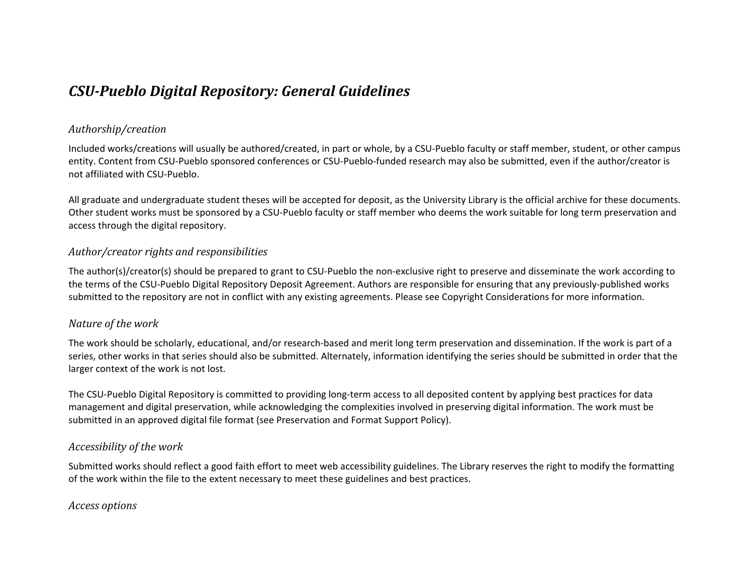# CSU-Pueblo Digital Repository: General Guidelines

## Authorship/creation

Included works/creations will usually be authored/created, in part or whole, by a CSU-Pueblo faculty or staff member, student, or other campus entity. Content from CSU-Pueblo sponsored conferences or CSU-Pueblo-funded research may also be submitted, even if the author/creator is not affiliated with CSU-Pueblo.

All graduate and undergraduate student theses will be accepted for deposit, as the University Library is the official archive for these documents. Other student works must be sponsored by a CSU-Pueblo faculty or staff member who deems the work suitable for long term preservation and access through the digital repository.

## Author/creator rights and responsibilities

The author(s)/creator(s) should be prepared to grant to CSU-Pueblo the non-exclusive right to preserve and disseminate the work according to the terms of the CSU-Pueblo Digital Repository Deposit Agreement. Authors are responsible for ensuring that any previously-published works submitted to the repository are not in conflict with any existing agreements. Please see Copyright Considerations for more information.

## Nature of the work

The work should be scholarly, educational, and/or research-based and merit long term preservation and dissemination. If the work is part of a series, other works in that series should also be submitted. Alternately, information identifying the series should be submitted in order that the larger context of the work is not lost.

The CSU-Pueblo Digital Repository is committed to providing long-term access to all deposited content by applying best practices for data management and digital preservation, while acknowledging the complexities involved in preserving digital information. The work must be submitted in an approved digital file format (see Preservation and Format Support Policy).

## Accessibility of the work

Submitted works should reflect a good faith effort to meet web accessibility guidelines. The Library reserves the right to modify the formatting of the work within the file to the extent necessary to meet these guidelines and best practices.

## Access options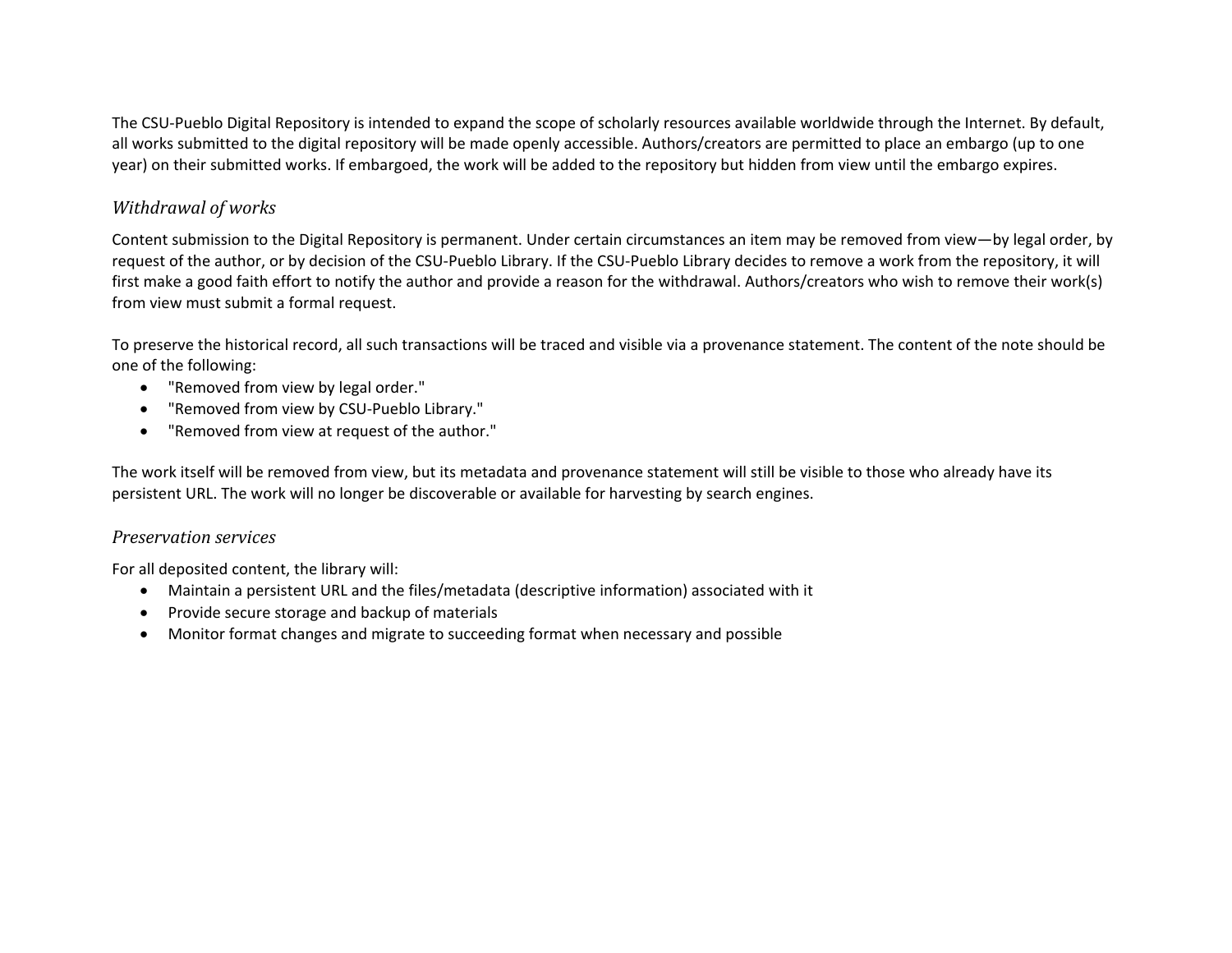The CSU-Pueblo Digital Repository is intended to expand the scope of scholarly resources available worldwide through the Internet. By default, all works submitted to the digital repository will be made openly accessible. Authors/creators are permitted to place an embargo (up to one year) on their submitted works. If embargoed, the work will be added to the repository but hidden from view until the embargo expires.

### *Withdrawal of works*

Content submission to the Digital Repository is permanent. Under certain circumstances an item may be removed from view—by legal order, by request of the author, or by decision of the CSU-Pueblo Library. If the CSU-Pueblo Library decides to remove a work from the repository, it will first make a good faith effort to notify the author and provide a reason for the withdrawal. Authors/creators who wish to remove their work(s) from view must submit a formal request.

To preserve the historical record, all such transactions will be traced and visible via a provenance statement. The content of the note should be one of the following:

- "Removed from view by legal order."
- "Removed from view by CSU-Pueblo Library."
- "Removed from view at request of the author."

The work itself will be removed from view, but its metadata and provenance statement will still be visible to those who already have its persistent URL. The work will no longer be discoverable or available for harvesting by search engines.

### *Preservation services*

For all deposited content, the library will:

- Maintain a persistent URL and the files/metadata (descriptive information) associated with it
- Provide secure storage and backup of materials
- Monitor format changes and migrate to succeeding format when necessary and possible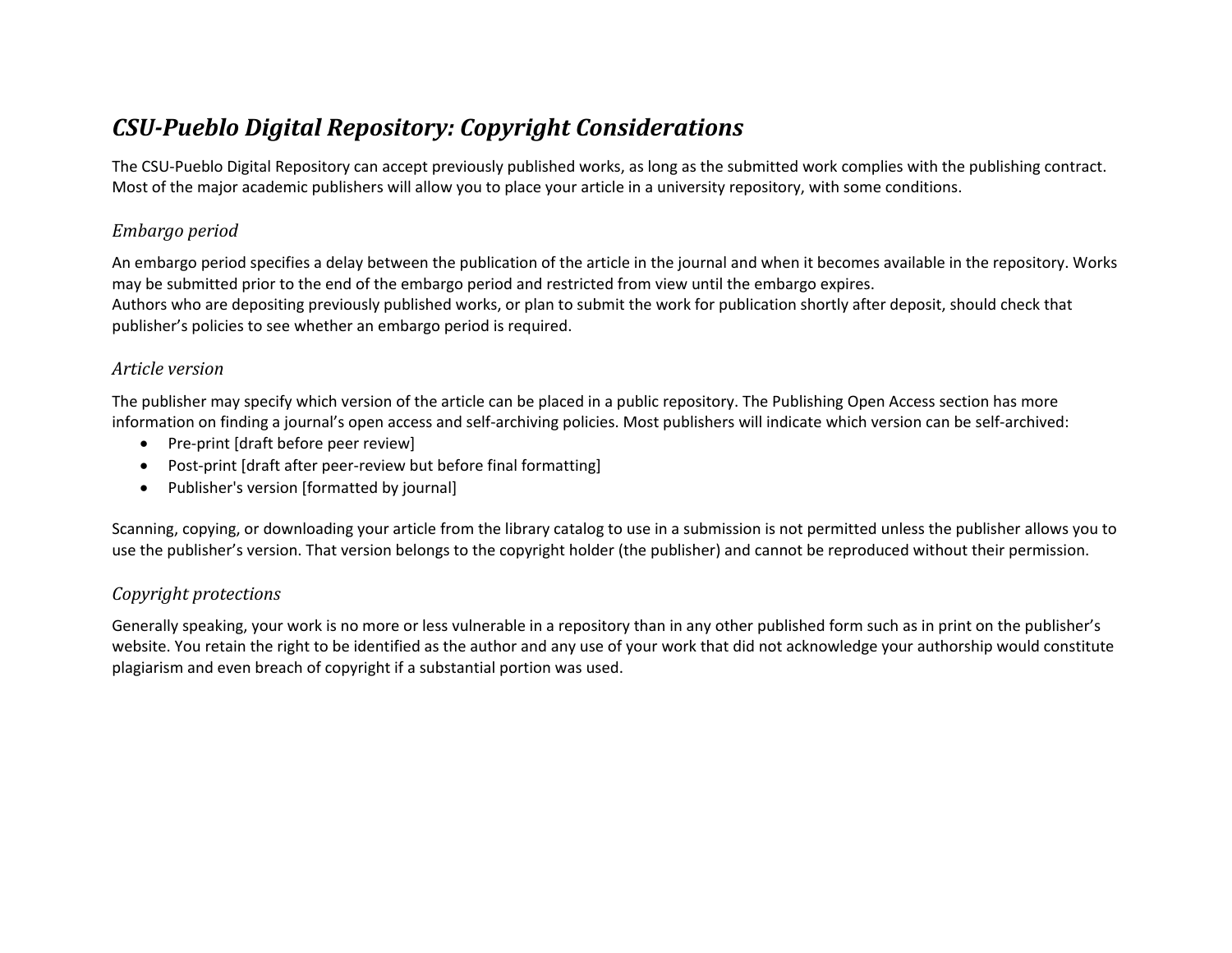# *CSU-Pueblo Digital Repository: Copyright Considerations*

The CSU-Pueblo Digital Repository can accept previously published works, as long as the submitted work complies with the publishing contract. Most of the major academic publishers will allow you to place your article in a university repository, with some conditions.

## *Embargo period*

An embargo period specifies a delay between the publication of the article in the journal and when it becomes available in the repository. Works may be submitted prior to the end of the embargo period and restricted from view until the embargo expires.
Authors who are depositing previously published works, or plan to submit the work for publication shortly after deposit, should check that publisher's policies to see whether an embargo period is required.

## *Article version*

The publisher may specify which version of the article can be placed in a public repository. The Publishing Open Access section has more information on finding a journal's open access and self-archiving policies. Most publishers will indicate which version can be self-archived:

- Pre-print [draft before peer review]
- Post-print [draft after peer-review but before final formatting]
- Publisher's version [formatted by journal]

Scanning, copying, or downloading your article from the library catalog to use in a submission is not permitted unless the publisher allows you to use the publisher's version. That version belongs to the copyright holder (the publisher) and cannot be reproduced without their permission.

## *Copyright protections*

Generally speaking, your work is no more or less vulnerable in a repository than in any other published form such as in print on the publisher's website. You retain the right to be identified as the author and any use of your work that did not acknowledge your authorship would constitute plagiarism and even breach of copyright if a substantial portion was used.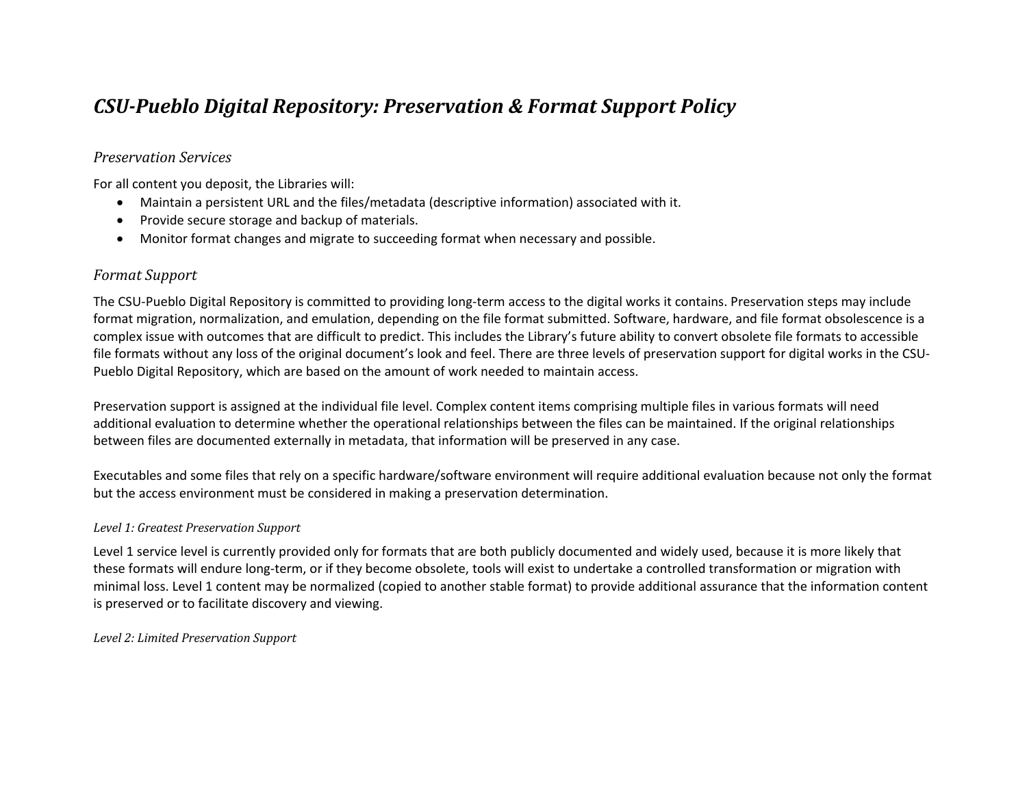# *CSU-Pueblo Digital Repository: Preservation & Format Support Policy*

## *Preservation Services*

For all content you deposit, the Libraries will:

- Maintain a persistent URL and the files/metadata (descriptive information) associated with it.
- Provide secure storage and backup of materials.
- Monitor format changes and migrate to succeeding format when necessary and possible.

## *Format Support*

The CSU-Pueblo Digital Repository is committed to providing long-term access to the digital works it contains. Preservation steps may include format migration, normalization, and emulation, depending on the file format submitted. Software, hardware, and file format obsolescence is a complex issue with outcomes that are difficult to predict. This includes the Library's future ability to convert obsolete file formats to accessible file formats without any loss of the original document's look and feel. There are three levels of preservation support for digital works in the CSU-Pueblo Digital Repository, which are based on the amount of work needed to maintain access.

Preservation support is assigned at the individual file level. Complex content items comprising multiple files in various formats will need additional evaluation to determine whether the operational relationships between the files can be maintained. If the original relationships between files are documented externally in metadata, that information will be preserved in any case.

Executables and some files that rely on a specific hardware/software environment will require additional evaluation because not only the format but the access environment must be considered in making a preservation determination.

### *Level 1: Greatest Preservation Support*

Level 1 service level is currently provided only for formats that are both publicly documented and widely used, because it is more likely that these formats will endure long-term, or if they become obsolete, tools will exist to undertake a controlled transformation or migration with minimal loss. Level 1 content may be normalized (copied to another stable format) to provide additional assurance that the information content is preserved or to facilitate discovery and viewing.

### *Level 2: Limited Preservation Support*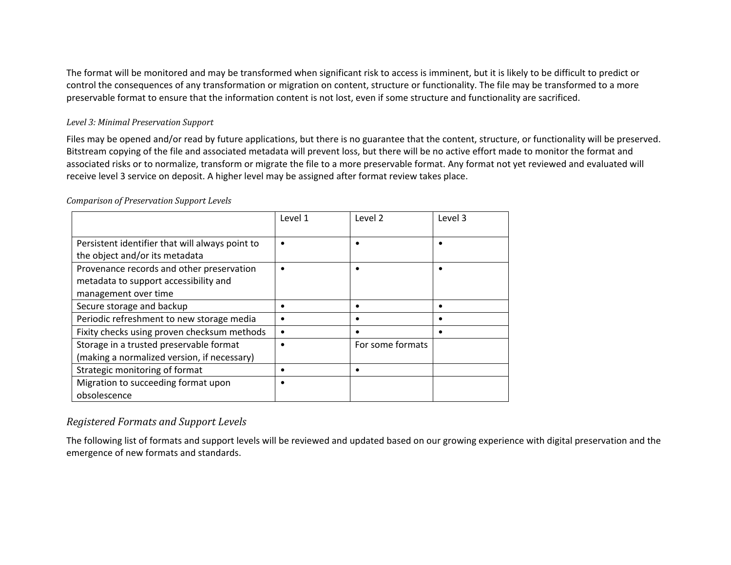The format will be monitored and may be transformed when significant risk to access is imminent, but it is likely to be difficult to predict or control the consequences of any transformation or migration on content, structure or functionality. The file may be transformed to a more preservable format to ensure that the information content is not lost, even if some structure and functionality are sacrificed.

*Level 3: Minimal Preservation Support*

Files may be opened and/or read by future applications, but there is no guarantee that the content, structure, or functionality will be preserved. Bitstream copying of the file and associated metadata will prevent loss, but there will be no active effort made to monitor the format and associated risks or to normalize, transform or migrate the file to a more preservable format. Any format not yet reviewed and evaluated will receive level 3 service on deposit. A higher level may be assigned after format review takes place.

*Comparison of Preservation Support Levels*

| | Level 1 | Level 2 | Level 3 |
|---|---|---|---|
| Persistent identifier that will always point to the object and/or its metadata | • | • | • |
| Provenance records and other preservation metadata to support accessibility and management over time | • | • | • |
| Secure storage and backup | • | • | • |
| Periodic refreshment to new storage media | • | • | • |
| Fixity checks using proven checksum methods | • | • | • |
| Storage in a trusted preservable format (making a normalized version, if necessary) | • | For some formats | |
| Strategic monitoring of format | • | • | |
| Migration to succeeding format upon obsolescence | • | | |

## *Registered Formats and Support Levels*

The following list of formats and support levels will be reviewed and updated based on our growing experience with digital preservation and the emergence of new formats and standards.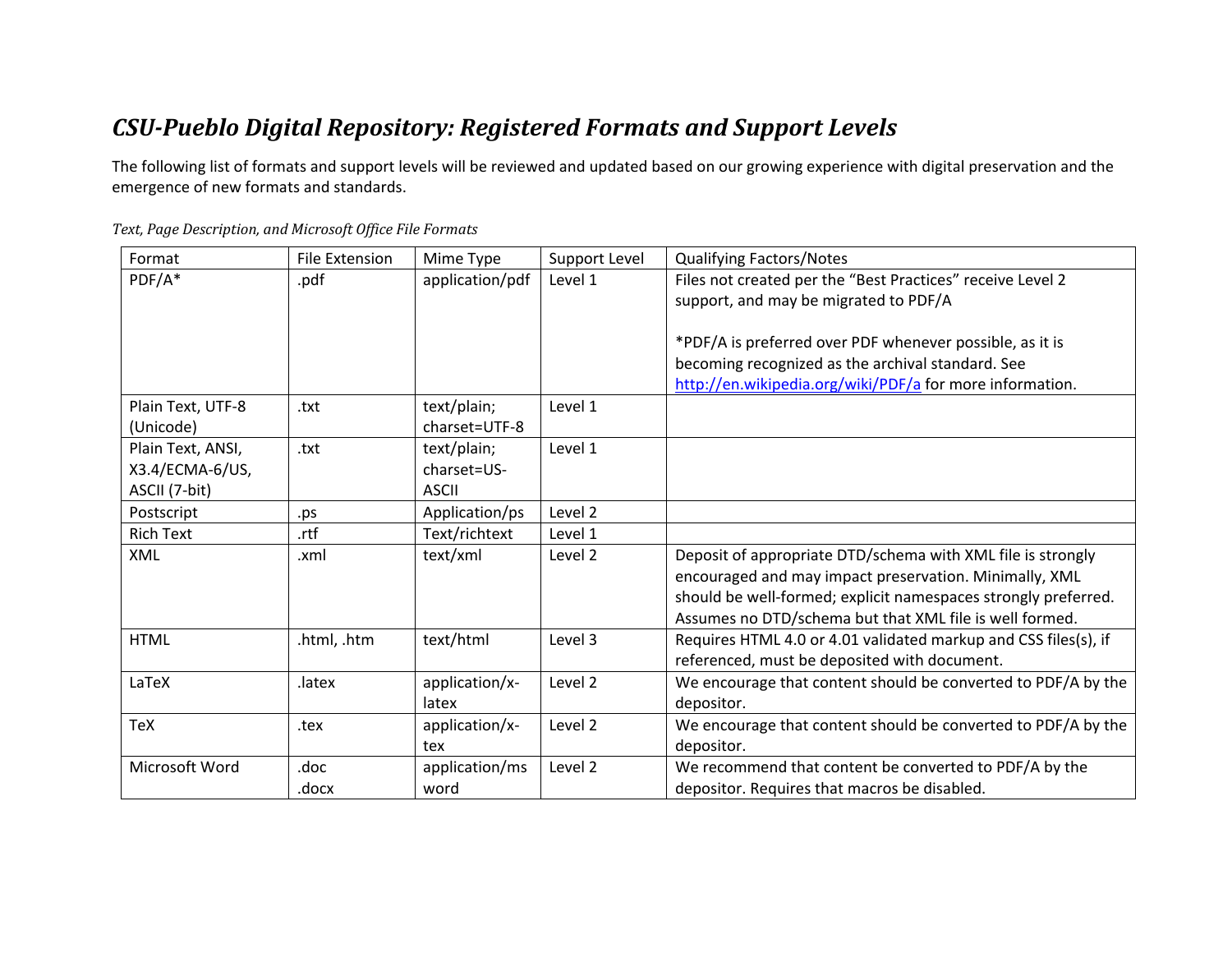## *CSU-Pueblo Digital Repository: Registered Formats and Support Levels*

The following list of formats and support levels will be reviewed and updated based on our growing experience with digital preservation and the emergence of new formats and standards.

*Text, Page Description, and Microsoft Office File Formats*

| Format | File Extension | Mime Type | Support Level | Qualifying Factors/Notes |
|---|---|---|---|---|
| PDF/A* | .pdf | application/pdf | Level 1 | Files not created per the "Best Practices" receive Level 2 support, and may be migrated to PDF/A<br><br>*PDF/A is preferred over PDF whenever possible, as it is becoming recognized as the archival standard. See http://en.wikipedia.org/wiki/PDF/a for more information. |
| Plain Text, UTF-8 (Unicode) | .txt | text/plain; charset=UTF-8 | Level 1 | |
| Plain Text, ANSI, X3.4/ECMA-6/US, ASCII (7-bit) | .txt | text/plain; charset=US-ASCII | Level 1 | |
| Postscript | .ps | Application/ps | Level 2 | |
| Rich Text | .rtf | Text/richtext | Level 1 | |
| XML | .xml | text/xml | Level 2 | Deposit of appropriate DTD/schema with XML file is strongly encouraged and may impact preservation. Minimally, XML should be well-formed; explicit namespaces strongly preferred. Assumes no DTD/schema but that XML file is well formed. |
| HTML | .html, .htm | text/html | Level 3 | Requires HTML 4.0 or 4.01 validated markup and CSS files(s), if referenced, must be deposited with document. |
| LaTeX | .latex | application/x-latex | Level 2 | We encourage that content should be converted to PDF/A by the depositor. |
| TeX | .tex | application/x-tex | Level 2 | We encourage that content should be converted to PDF/A by the depositor. |
| Microsoft Word | .doc<br>.docx | application/msword | Level 2 | We recommend that content be converted to PDF/A by the depositor. Requires that macros be disabled. |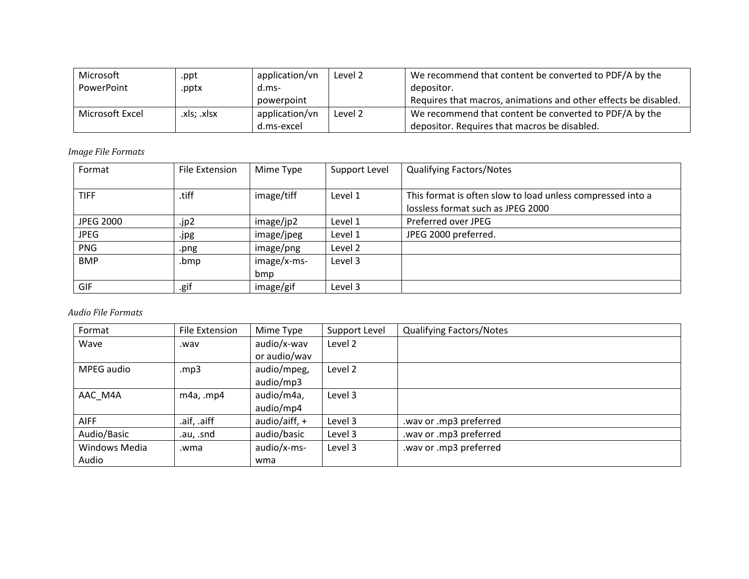| Microsoft PowerPoint | .ppt .pptx | application/vnd.ms-powerpoint | Level 2 | We recommend that content be converted to PDF/A by the depositor. Requires that macros, animations and other effects be disabled. |
|---|---|---|---|---|
| Microsoft Excel | .xls; .xlsx | application/vnd.ms-excel | Level 2 | We recommend that content be converted to PDF/A by the depositor. Requires that macros be disabled. |

*Image File Formats*

| Format | File Extension | Mime Type | Support Level | Qualifying Factors/Notes |
|---|---|---|---|---|
| TIFF | .tiff | image/tiff | Level 1 | This format is often slow to load unless compressed into a lossless format such as JPEG 2000 |
| JPEG 2000 | .jp2 | image/jp2 | Level 1 | Preferred over JPEG |
| JPEG | .jpg | image/jpeg | Level 1 | JPEG 2000 preferred. |
| PNG | .png | image/png | Level 2 | |
| BMP | .bmp | image/x-ms-bmp | Level 3 | |
| GIF | .gif | image/gif | Level 3 | |

*Audio File Formats*

| Format | File Extension | Mime Type | Support Level | Qualifying Factors/Notes |
|---|---|---|---|---|
| Wave | .wav | audio/x-wav or audio/wav | Level 2 | |
| MPEG audio | .mp3 | audio/mpeg, audio/mp3 | Level 2 | |
| AAC_M4A | m4a, .mp4 | audio/m4a, audio/mp4 | Level 3 | |
| AIFF | .aif, .aiff | audio/aiff, + | Level 3 | .wav or .mp3 preferred |
| Audio/Basic | .au, .snd | audio/basic | Level 3 | .wav or .mp3 preferred |
| Windows Media Audio | .wma | audio/x-ms-wma | Level 3 | .wav or .mp3 preferred |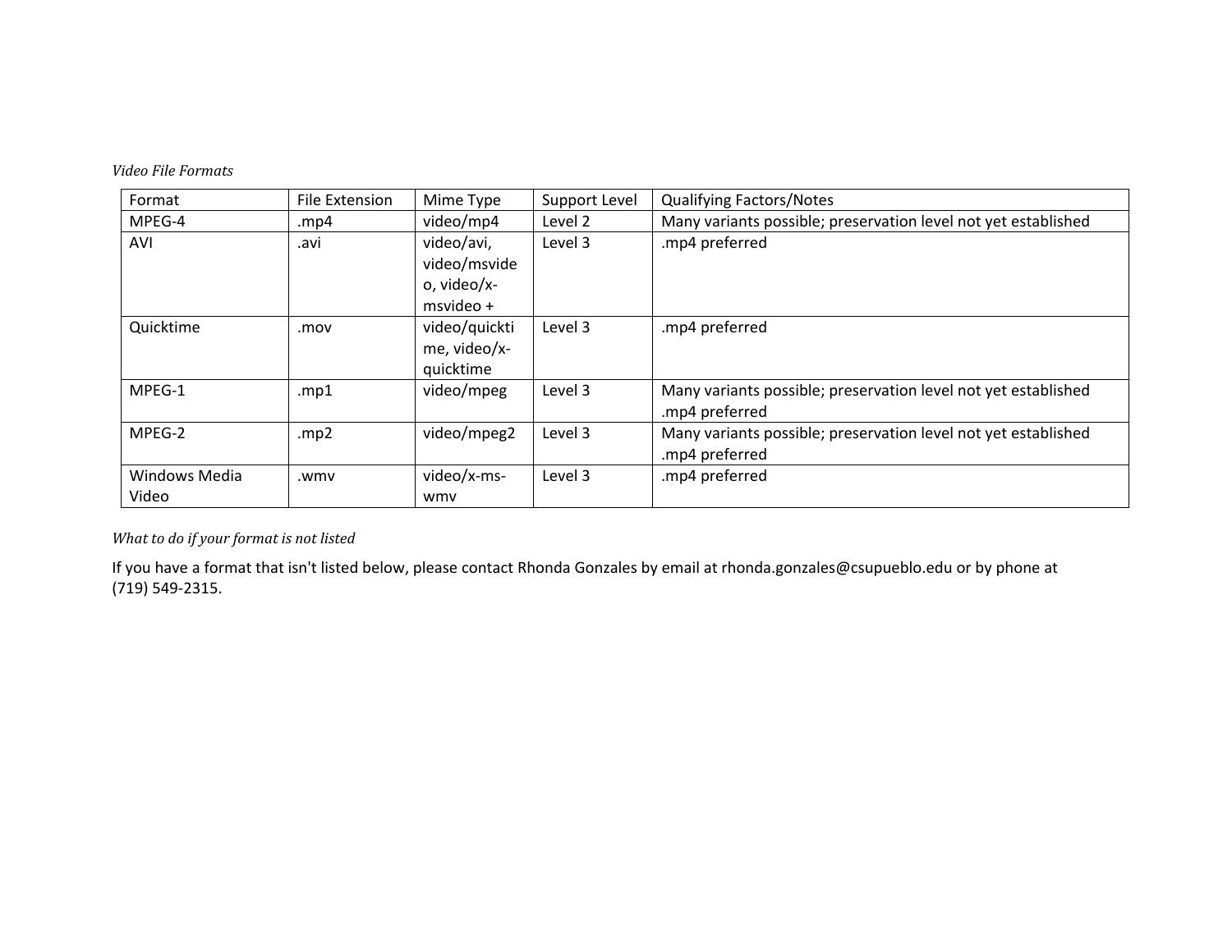*Video File Formats*

| Format | File Extension | Mime Type | Support Level | Qualifying Factors/Notes |
|---|---|---|---|---|
| MPEG-4 | .mp4 | video/mp4 | Level 2 | Many variants possible; preservation level not yet established |
| AVI | .avi | video/avi, video/msvideo, video/x-msvideo + | Level 3 | .mp4 preferred |
| Quicktime | .mov | video/quicktime, video/x-quicktime | Level 3 | .mp4 preferred |
| MPEG-1 | .mp1 | video/mpeg | Level 3 | Many variants possible; preservation level not yet established .mp4 preferred |
| MPEG-2 | .mp2 | video/mpeg2 | Level 3 | Many variants possible; preservation level not yet established .mp4 preferred |
| Windows Media Video | .wmv | video/x-ms-wmv | Level 3 | .mp4 preferred |

*What to do if your format is not listed*

If you have a format that isn't listed below, please contact Rhonda Gonzales by email at rhonda.gonzales@csupueblo.edu or by phone at (719) 549-2315.